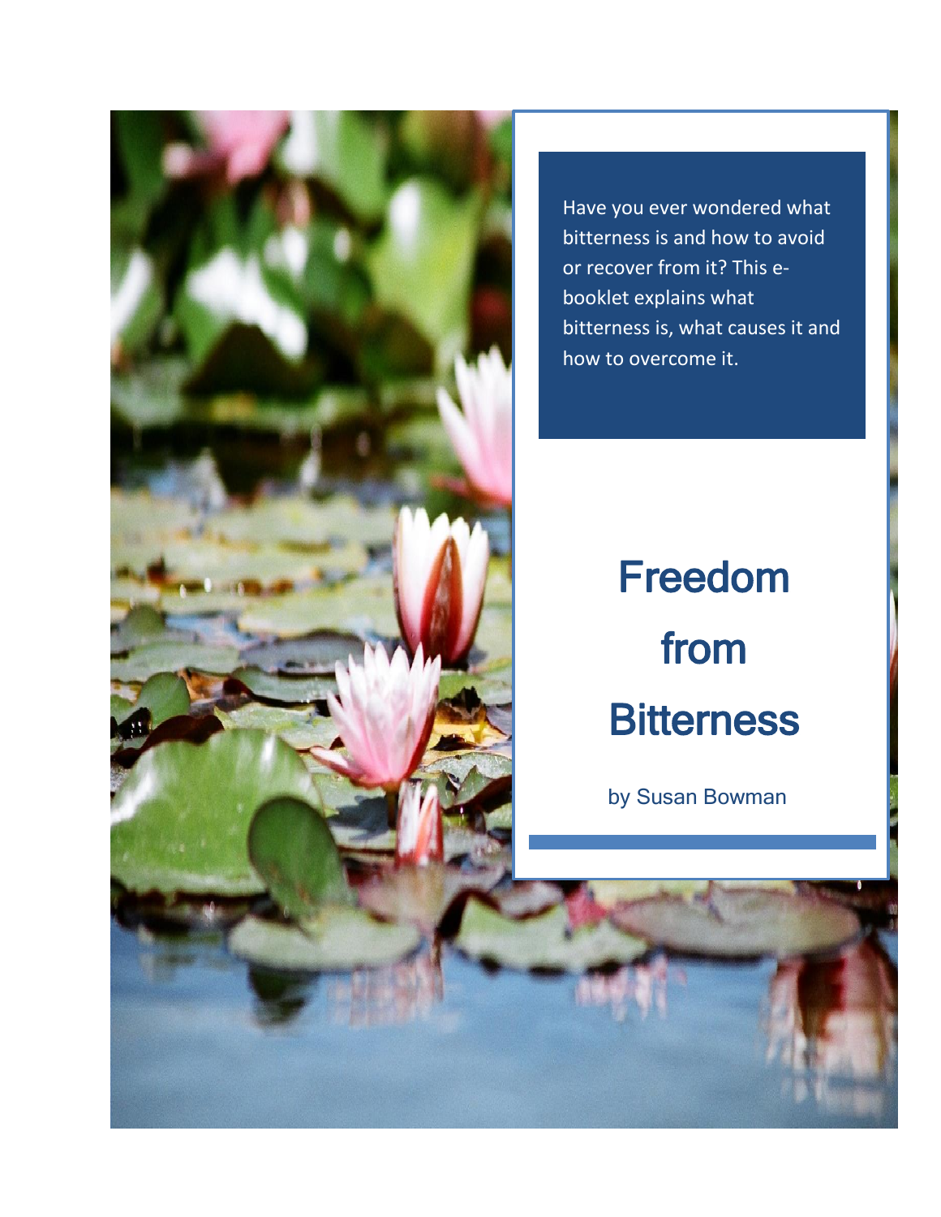Have you ever wondered what bitterness is and how to avoid or recover from it? This e-booklet explains what bitterness is, what causes it and how to overcome it.

# Freedom from Bitterness

by Susan Bowman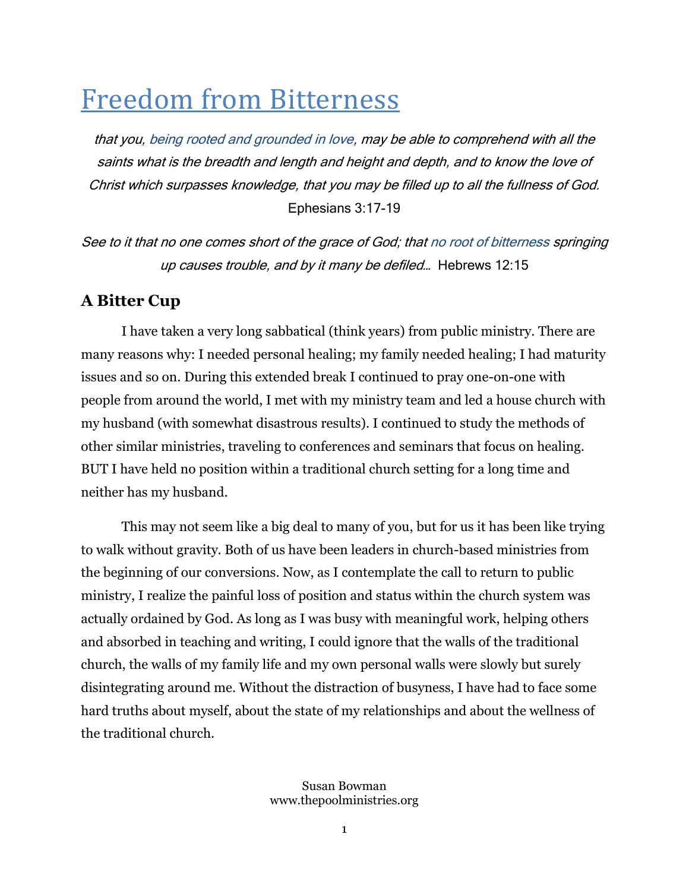# Freedom from Bitterness

*that you, being rooted and grounded in love, may be able to comprehend with all the saints what is the breadth and length and height and depth, and to know the love of Christ which surpasses knowledge, that you may be filled up to all the fullness of God.* Ephesians 3:17-19

*See to it that no one comes short of the grace of God; that no root of bitterness springing up causes trouble, and by it many be defiled…* Hebrews 12:15

## A Bitter Cup

I have taken a very long sabbatical (think years) from public ministry. There are many reasons why: I needed personal healing; my family needed healing; I had maturity issues and so on. During this extended break I continued to pray one-on-one with people from around the world, I met with my ministry team and led a house church with my husband (with somewhat disastrous results). I continued to study the methods of other similar ministries, traveling to conferences and seminars that focus on healing. BUT I have held no position within a traditional church setting for a long time and neither has my husband.

This may not seem like a big deal to many of you, but for us it has been like trying to walk without gravity. Both of us have been leaders in church-based ministries from the beginning of our conversions. Now, as I contemplate the call to return to public ministry, I realize the painful loss of position and status within the church system was actually ordained by God. As long as I was busy with meaningful work, helping others and absorbed in teaching and writing, I could ignore that the walls of the traditional church, the walls of my family life and my own personal walls were slowly but surely disintegrating around me. Without the distraction of busyness, I have had to face some hard truths about myself, about the state of my relationships and about the wellness of the traditional church.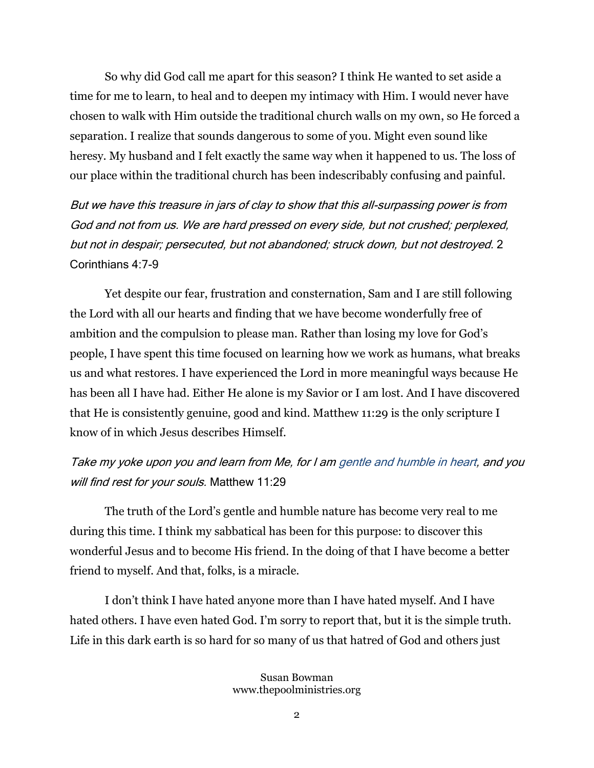So why did God call me apart for this season? I think He wanted to set aside a time for me to learn, to heal and to deepen my intimacy with Him. I would never have chosen to walk with Him outside the traditional church walls on my own, so He forced a separation. I realize that sounds dangerous to some of you. Might even sound like heresy. My husband and I felt exactly the same way when it happened to us. The loss of our place within the traditional church has been indescribably confusing and painful.

*But we have this treasure in jars of clay to show that this all-surpassing power is from God and not from us. We are hard pressed on every side, but not crushed; perplexed, but not in despair; persecuted, but not abandoned; struck down, but not destroyed.* 2 Corinthians 4:7-9

Yet despite our fear, frustration and consternation, Sam and I are still following the Lord with all our hearts and finding that we have become wonderfully free of ambition and the compulsion to please man. Rather than losing my love for God's people, I have spent this time focused on learning how we work as humans, what breaks us and what restores. I have experienced the Lord in more meaningful ways because He has been all I have had. Either He alone is my Savior or I am lost. And I have discovered that He is consistently genuine, good and kind. Matthew 11:29 is the only scripture I know of in which Jesus describes Himself.

*Take my yoke upon you and learn from Me, for I am gentle and humble in heart, and you will find rest for your souls.* Matthew 11:29

The truth of the Lord's gentle and humble nature has become very real to me during this time. I think my sabbatical has been for this purpose: to discover this wonderful Jesus and to become His friend. In the doing of that I have become a better friend to myself. And that, folks, is a miracle.

I don't think I have hated anyone more than I have hated myself. And I have hated others. I have even hated God. I'm sorry to report that, but it is the simple truth. Life in this dark earth is so hard for so many of us that hatred of God and others just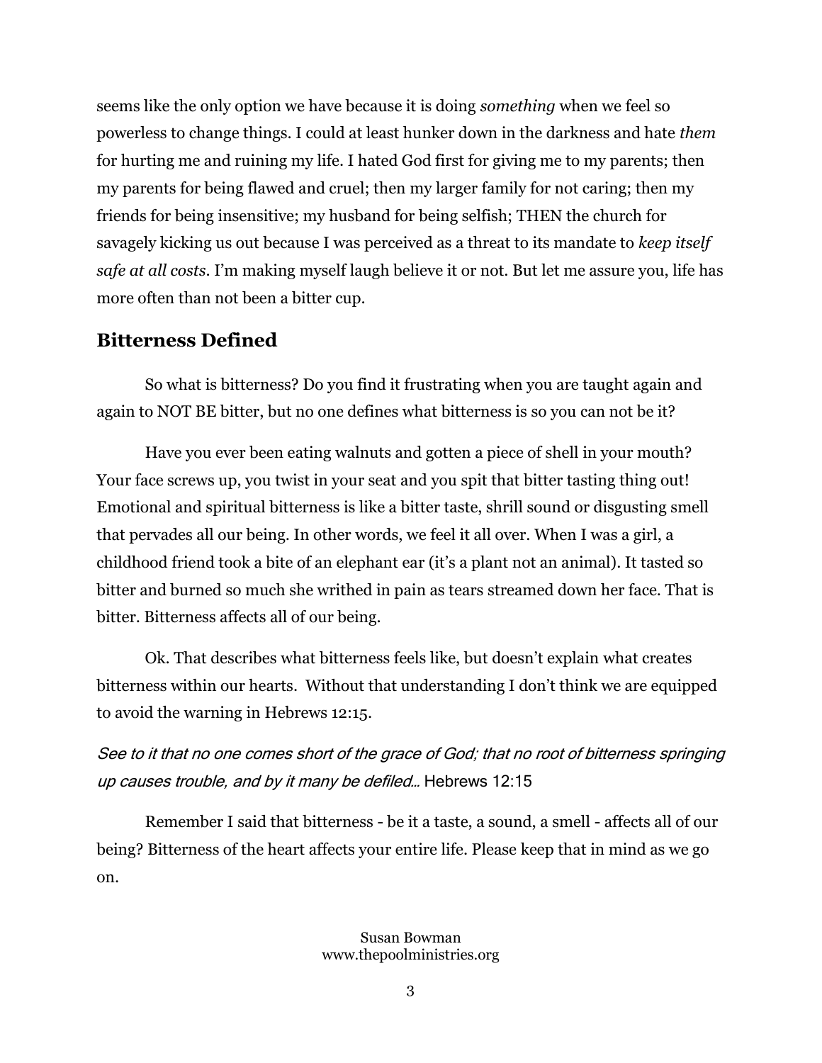seems like the only option we have because it is doing *something* when we feel so powerless to change things. I could at least hunker down in the darkness and hate *them* for hurting me and ruining my life. I hated God first for giving me to my parents; then my parents for being flawed and cruel; then my larger family for not caring; then my friends for being insensitive; my husband for being selfish; THEN the church for savagely kicking us out because I was perceived as a threat to its mandate to *keep itself safe at all costs*. I'm making myself laugh believe it or not. But let me assure you, life has more often than not been a bitter cup.

## Bitterness Defined

So what is bitterness? Do you find it frustrating when you are taught again and again to NOT BE bitter, but no one defines what bitterness is so you can not be it?

Have you ever been eating walnuts and gotten a piece of shell in your mouth? Your face screws up, you twist in your seat and you spit that bitter tasting thing out! Emotional and spiritual bitterness is like a bitter taste, shrill sound or disgusting smell that pervades all our being. In other words, we feel it all over. When I was a girl, a childhood friend took a bite of an elephant ear (it's a plant not an animal). It tasted so bitter and burned so much she writhed in pain as tears streamed down her face. That is bitter. Bitterness affects all of our being.

Ok. That describes what bitterness feels like, but doesn't explain what creates bitterness within our hearts. Without that understanding I don't think we are equipped to avoid the warning in Hebrews 12:15.

*See to it that no one comes short of the grace of God; that no root of bitterness springing up causes trouble, and by it many be defiled…* Hebrews 12:15

Remember I said that bitterness - be it a taste, a sound, a smell - affects all of our being? Bitterness of the heart affects your entire life. Please keep that in mind as we go on.

Susan Bowman
www.thepoolministries.org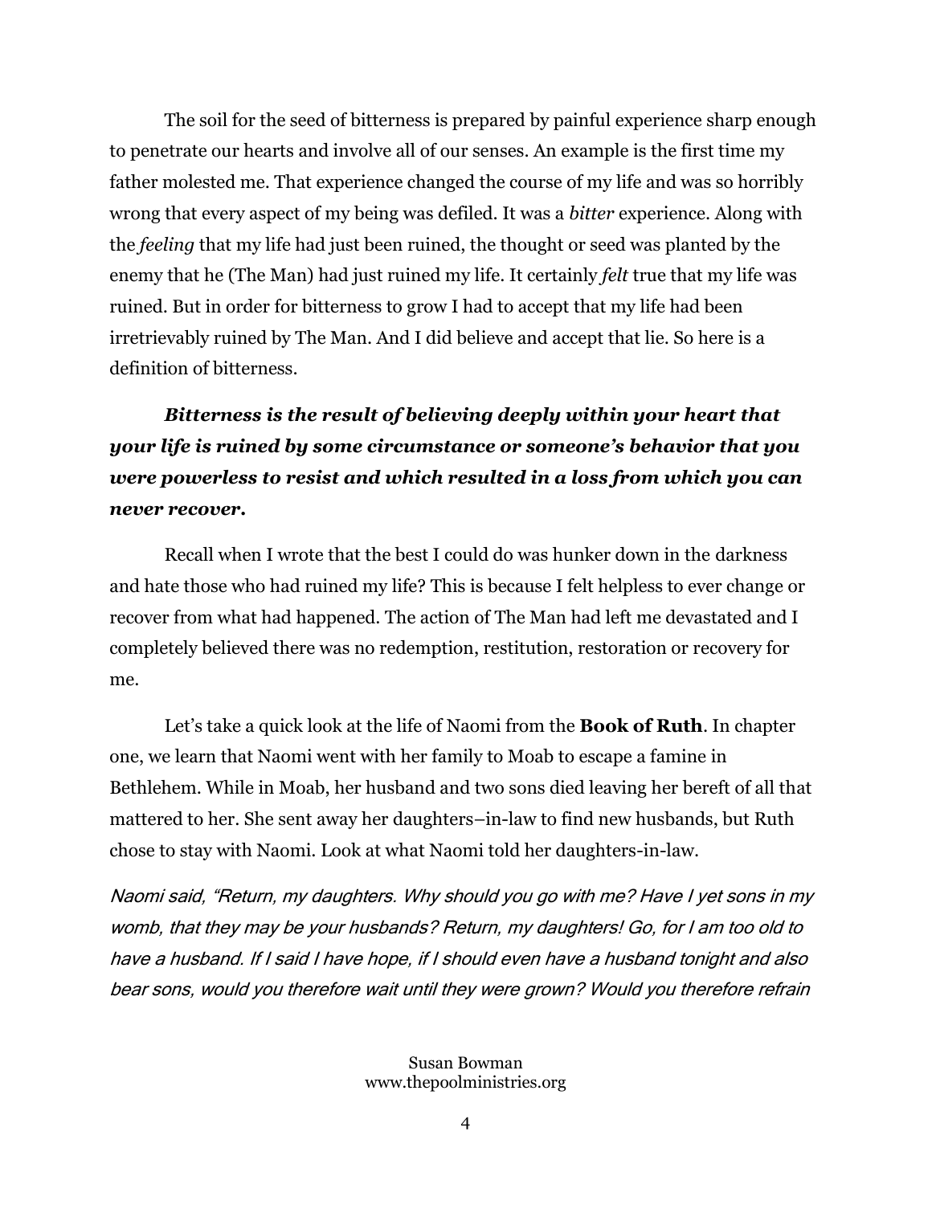The soil for the seed of bitterness is prepared by painful experience sharp enough to penetrate our hearts and involve all of our senses. An example is the first time my father molested me. That experience changed the course of my life and was so horribly wrong that every aspect of my being was defiled. It was a *bitter* experience. Along with the *feeling* that my life had just been ruined, the thought or seed was planted by the enemy that he (The Man) had just ruined my life. It certainly *felt* true that my life was ruined. But in order for bitterness to grow I had to accept that my life had been irretrievably ruined by The Man. And I did believe and accept that lie. So here is a definition of bitterness.

***Bitterness is the result of believing deeply within your heart that your life is ruined by some circumstance or someone's behavior that you were powerless to resist and which resulted in a loss from which you can never recover.***

Recall when I wrote that the best I could do was hunker down in the darkness and hate those who had ruined my life? This is because I felt helpless to ever change or recover from what had happened. The action of The Man had left me devastated and I completely believed there was no redemption, restitution, restoration or recovery for me.

Let's take a quick look at the life of Naomi from the **Book of Ruth**. In chapter one, we learn that Naomi went with her family to Moab to escape a famine in Bethlehem. While in Moab, her husband and two sons died leaving her bereft of all that mattered to her. She sent away her daughters–in-law to find new husbands, but Ruth chose to stay with Naomi. Look at what Naomi told her daughters-in-law.

*Naomi said, "Return, my daughters. Why should you go with me? Have I yet sons in my womb, that they may be your husbands? Return, my daughters! Go, for I am too old to have a husband. If I said I have hope, if I should even have a husband tonight and also bear sons, would you therefore wait until they were grown? Would you therefore refrain*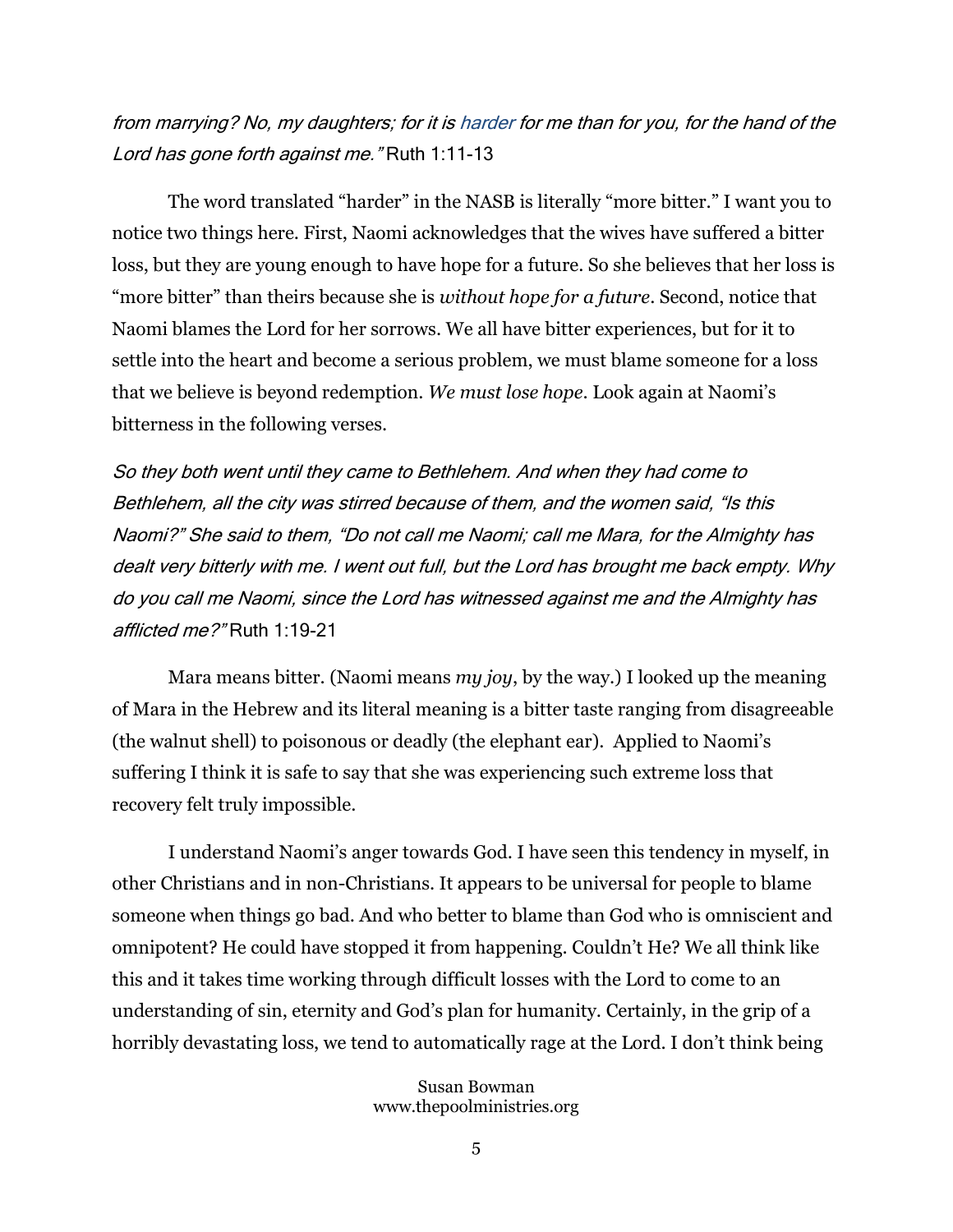*from marrying? No, my daughters; for it is harder for me than for you, for the hand of the Lord has gone forth against me."* Ruth 1:11-13

The word translated "harder" in the NASB is literally "more bitter." I want you to notice two things here. First, Naomi acknowledges that the wives have suffered a bitter loss, but they are young enough to have hope for a future. So she believes that her loss is "more bitter" than theirs because she is *without hope for a future*. Second, notice that Naomi blames the Lord for her sorrows. We all have bitter experiences, but for it to settle into the heart and become a serious problem, we must blame someone for a loss that we believe is beyond redemption. *We must lose hope*. Look again at Naomi's bitterness in the following verses.

*So they both went until they came to Bethlehem. And when they had come to Bethlehem, all the city was stirred because of them, and the women said, "Is this Naomi?" She said to them, "Do not call me Naomi; call me Mara, for the Almighty has dealt very bitterly with me. I went out full, but the Lord has brought me back empty. Why do you call me Naomi, since the Lord has witnessed against me and the Almighty has afflicted me?"* Ruth 1:19-21

Mara means bitter. (Naomi means *my joy*, by the way.) I looked up the meaning of Mara in the Hebrew and its literal meaning is a bitter taste ranging from disagreeable (the walnut shell) to poisonous or deadly (the elephant ear). Applied to Naomi's suffering I think it is safe to say that she was experiencing such extreme loss that recovery felt truly impossible.

I understand Naomi's anger towards God. I have seen this tendency in myself, in other Christians and in non-Christians. It appears to be universal for people to blame someone when things go bad. And who better to blame than God who is omniscient and omnipotent? He could have stopped it from happening. Couldn't He? We all think like this and it takes time working through difficult losses with the Lord to come to an understanding of sin, eternity and God's plan for humanity. Certainly, in the grip of a horribly devastating loss, we tend to automatically rage at the Lord. I don't think being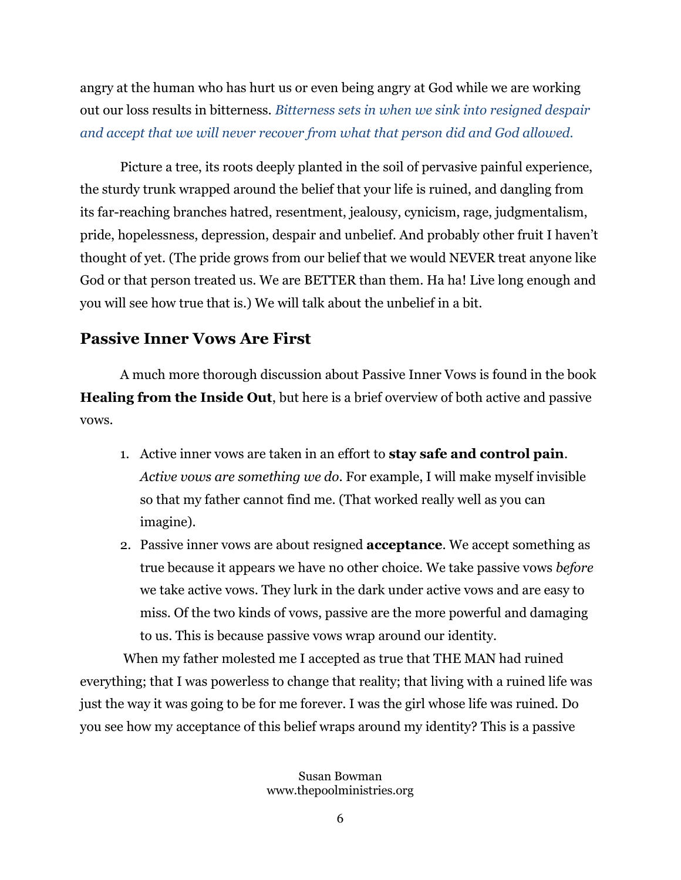angry at the human who has hurt us or even being angry at God while we are working out our loss results in bitterness. *Bitterness sets in when we sink into resigned despair and accept that we will never recover from what that person did and God allowed.*

Picture a tree, its roots deeply planted in the soil of pervasive painful experience, the sturdy trunk wrapped around the belief that your life is ruined, and dangling from its far-reaching branches hatred, resentment, jealousy, cynicism, rage, judgmentalism, pride, hopelessness, depression, despair and unbelief. And probably other fruit I haven't thought of yet. (The pride grows from our belief that we would NEVER treat anyone like God or that person treated us. We are BETTER than them. Ha ha! Live long enough and you will see how true that is.) We will talk about the unbelief in a bit.

## Passive Inner Vows Are First

A much more thorough discussion about Passive Inner Vows is found in the book **Healing from the Inside Out**, but here is a brief overview of both active and passive vows.

1. Active inner vows are taken in an effort to **stay safe and control pain**. *Active vows are something we do*. For example, I will make myself invisible so that my father cannot find me. (That worked really well as you can imagine).
2. Passive inner vows are about resigned **acceptance**. We accept something as true because it appears we have no other choice. We take passive vows *before* we take active vows. They lurk in the dark under active vows and are easy to miss. Of the two kinds of vows, passive are the more powerful and damaging to us. This is because passive vows wrap around our identity.

When my father molested me I accepted as true that THE MAN had ruined everything; that I was powerless to change that reality; that living with a ruined life was just the way it was going to be for me forever. I was the girl whose life was ruined. Do you see how my acceptance of this belief wraps around my identity? This is a passive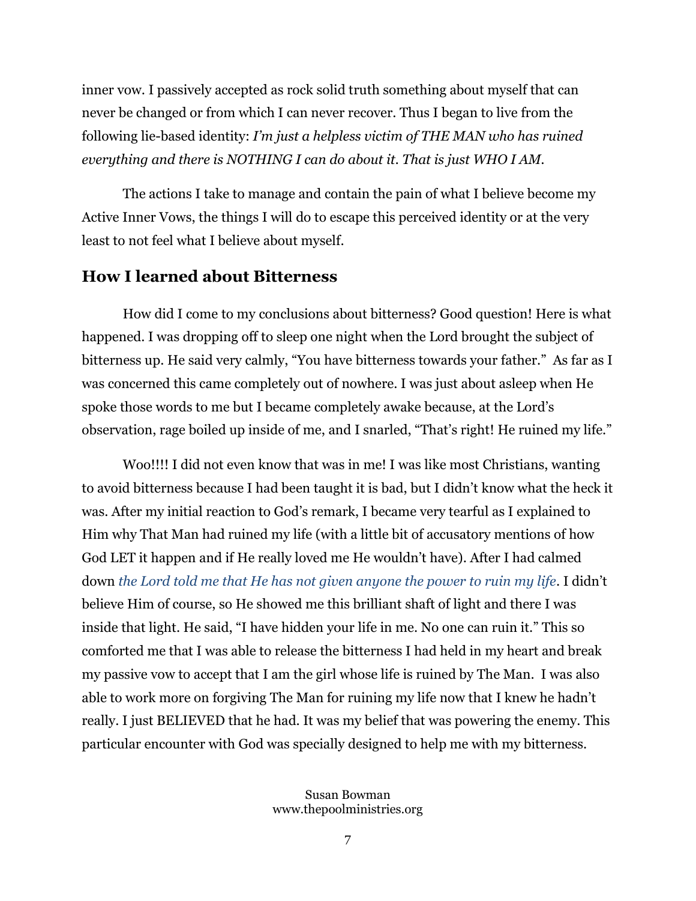inner vow. I passively accepted as rock solid truth something about myself that can never be changed or from which I can never recover. Thus I began to live from the following lie-based identity: *I'm just a helpless victim of THE MAN who has ruined everything and there is NOTHING I can do about it. That is just WHO I AM.*

The actions I take to manage and contain the pain of what I believe become my Active Inner Vows, the things I will do to escape this perceived identity or at the very least to not feel what I believe about myself.

## How I learned about Bitterness

How did I come to my conclusions about bitterness? Good question! Here is what happened. I was dropping off to sleep one night when the Lord brought the subject of bitterness up. He said very calmly, "You have bitterness towards your father." As far as I was concerned this came completely out of nowhere. I was just about asleep when He spoke those words to me but I became completely awake because, at the Lord's observation, rage boiled up inside of me, and I snarled, "That's right! He ruined my life."

Woo!!!! I did not even know that was in me! I was like most Christians, wanting to avoid bitterness because I had been taught it is bad, but I didn't know what the heck it was. After my initial reaction to God's remark, I became very tearful as I explained to Him why That Man had ruined my life (with a little bit of accusatory mentions of how God LET it happen and if He really loved me He wouldn't have). After I had calmed down *the Lord told me that He has not given anyone the power to ruin my life*. I didn't believe Him of course, so He showed me this brilliant shaft of light and there I was inside that light. He said, "I have hidden your life in me. No one can ruin it." This so comforted me that I was able to release the bitterness I had held in my heart and break my passive vow to accept that I am the girl whose life is ruined by The Man. I was also able to work more on forgiving The Man for ruining my life now that I knew he hadn't really. I just BELIEVED that he had. It was my belief that was powering the enemy. This particular encounter with God was specially designed to help me with my bitterness.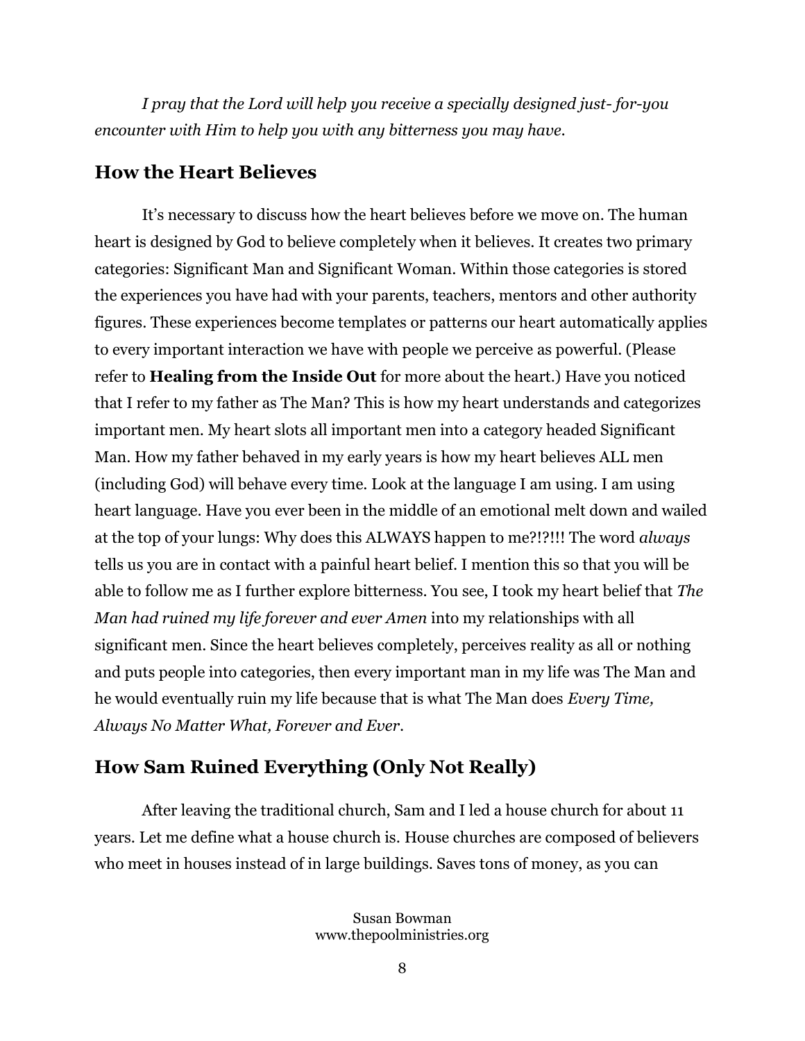*I pray that the Lord will help you receive a specially designed just- for-you encounter with Him to help you with any bitterness you may have.*

## How the Heart Believes

It's necessary to discuss how the heart believes before we move on. The human heart is designed by God to believe completely when it believes. It creates two primary categories: Significant Man and Significant Woman. Within those categories is stored the experiences you have had with your parents, teachers, mentors and other authority figures. These experiences become templates or patterns our heart automatically applies to every important interaction we have with people we perceive as powerful. (Please refer to **Healing from the Inside Out** for more about the heart.) Have you noticed that I refer to my father as The Man? This is how my heart understands and categorizes important men. My heart slots all important men into a category headed Significant Man. How my father behaved in my early years is how my heart believes ALL men (including God) will behave every time. Look at the language I am using. I am using heart language. Have you ever been in the middle of an emotional melt down and wailed at the top of your lungs: Why does this ALWAYS happen to me?!?!!! The word *always* tells us you are in contact with a painful heart belief. I mention this so that you will be able to follow me as I further explore bitterness. You see, I took my heart belief that *The Man had ruined my life forever and ever Amen* into my relationships with all significant men. Since the heart believes completely, perceives reality as all or nothing and puts people into categories, then every important man in my life was The Man and he would eventually ruin my life because that is what The Man does *Every Time, Always No Matter What, Forever and Ever.*

## How Sam Ruined Everything (Only Not Really)

After leaving the traditional church, Sam and I led a house church for about 11 years. Let me define what a house church is. House churches are composed of believers who meet in houses instead of in large buildings. Saves tons of money, as you can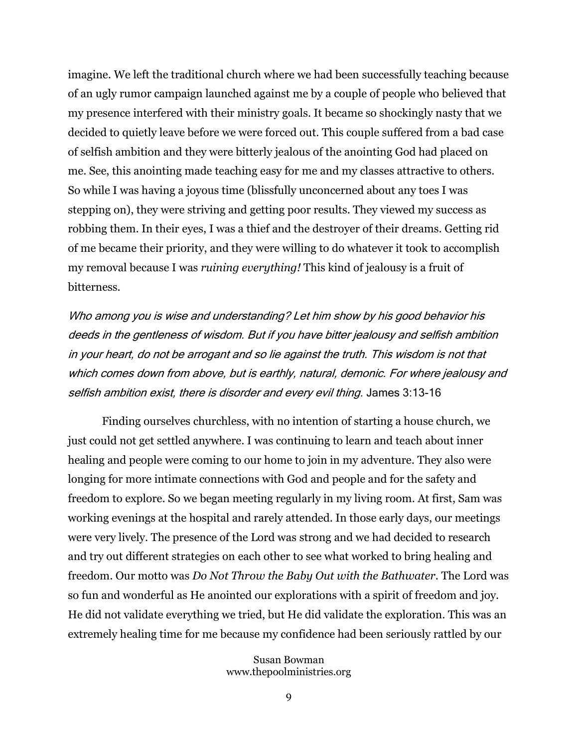imagine. We left the traditional church where we had been successfully teaching because of an ugly rumor campaign launched against me by a couple of people who believed that my presence interfered with their ministry goals. It became so shockingly nasty that we decided to quietly leave before we were forced out. This couple suffered from a bad case of selfish ambition and they were bitterly jealous of the anointing God had placed on me. See, this anointing made teaching easy for me and my classes attractive to others. So while I was having a joyous time (blissfully unconcerned about any toes I was stepping on), they were striving and getting poor results. They viewed my success as robbing them. In their eyes, I was a thief and the destroyer of their dreams. Getting rid of me became their priority, and they were willing to do whatever it took to accomplish my removal because I was *ruining everything!* This kind of jealousy is a fruit of bitterness.

*Who among you is wise and understanding? Let him show by his good behavior his deeds in the gentleness of wisdom. But if you have bitter jealousy and selfish ambition in your heart, do not be arrogant and so lie against the truth. This wisdom is not that which comes down from above, but is earthly, natural, demonic. For where jealousy and selfish ambition exist, there is disorder and every evil thing.* James 3:13-16

Finding ourselves churchless, with no intention of starting a house church, we just could not get settled anywhere. I was continuing to learn and teach about inner healing and people were coming to our home to join in my adventure. They also were longing for more intimate connections with God and people and for the safety and freedom to explore. So we began meeting regularly in my living room. At first, Sam was working evenings at the hospital and rarely attended. In those early days, our meetings were very lively. The presence of the Lord was strong and we had decided to research and try out different strategies on each other to see what worked to bring healing and freedom. Our motto was *Do Not Throw the Baby Out with the Bathwater*. The Lord was so fun and wonderful as He anointed our explorations with a spirit of freedom and joy. He did not validate everything we tried, but He did validate the exploration. This was an extremely healing time for me because my confidence had been seriously rattled by our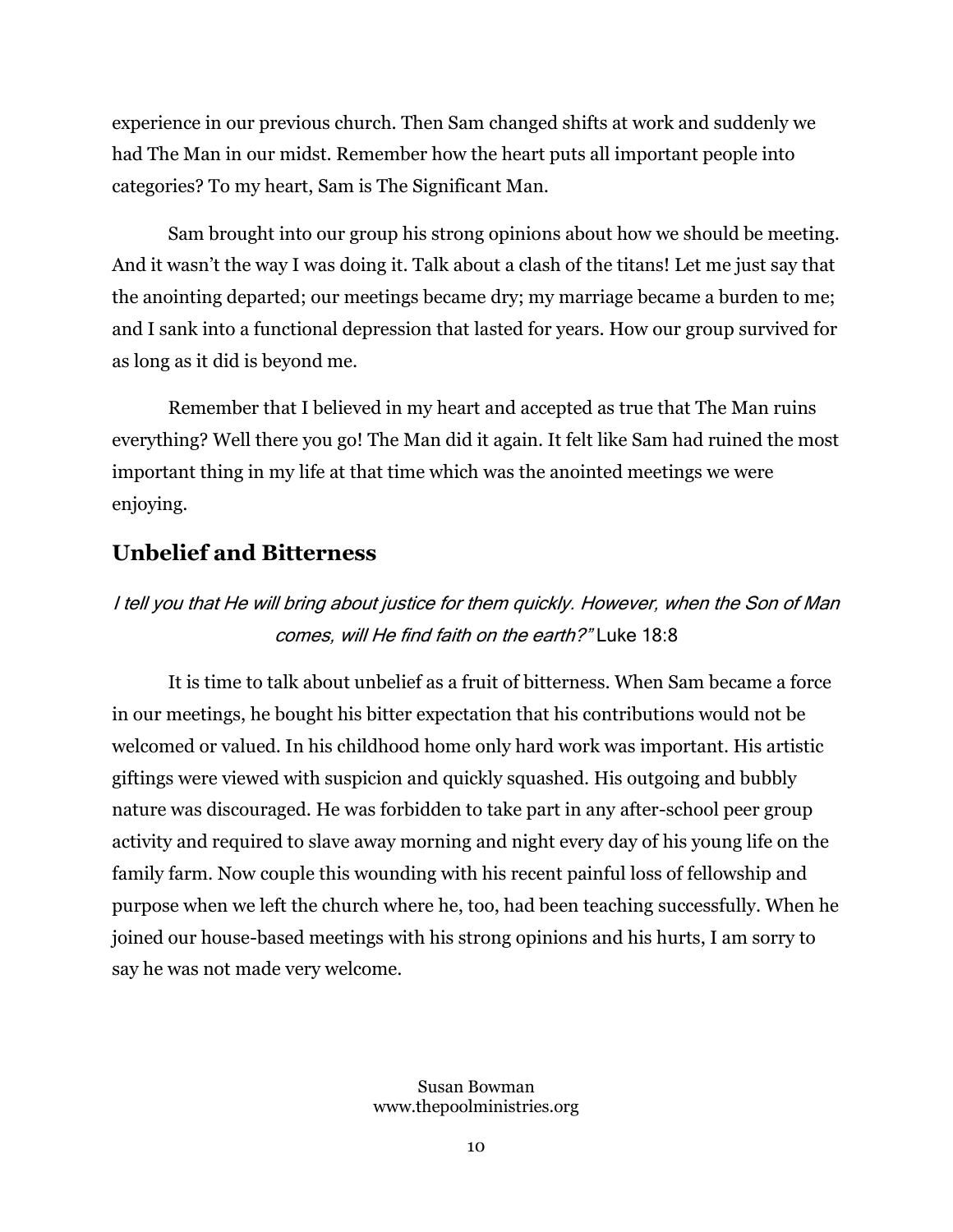experience in our previous church. Then Sam changed shifts at work and suddenly we had The Man in our midst. Remember how the heart puts all important people into categories? To my heart, Sam is The Significant Man.

Sam brought into our group his strong opinions about how we should be meeting. And it wasn't the way I was doing it. Talk about a clash of the titans! Let me just say that the anointing departed; our meetings became dry; my marriage became a burden to me; and I sank into a functional depression that lasted for years. How our group survived for as long as it did is beyond me.

Remember that I believed in my heart and accepted as true that The Man ruins everything? Well there you go! The Man did it again. It felt like Sam had ruined the most important thing in my life at that time which was the anointed meetings we were enjoying.

## Unbelief and Bitterness

*I tell you that He will bring about justice for them quickly. However, when the Son of Man comes, will He find faith on the earth?"* Luke 18:8

It is time to talk about unbelief as a fruit of bitterness. When Sam became a force in our meetings, he bought his bitter expectation that his contributions would not be welcomed or valued. In his childhood home only hard work was important. His artistic giftings were viewed with suspicion and quickly squashed. His outgoing and bubbly nature was discouraged. He was forbidden to take part in any after-school peer group activity and required to slave away morning and night every day of his young life on the family farm. Now couple this wounding with his recent painful loss of fellowship and purpose when we left the church where he, too, had been teaching successfully. When he joined our house-based meetings with his strong opinions and his hurts, I am sorry to say he was not made very welcome.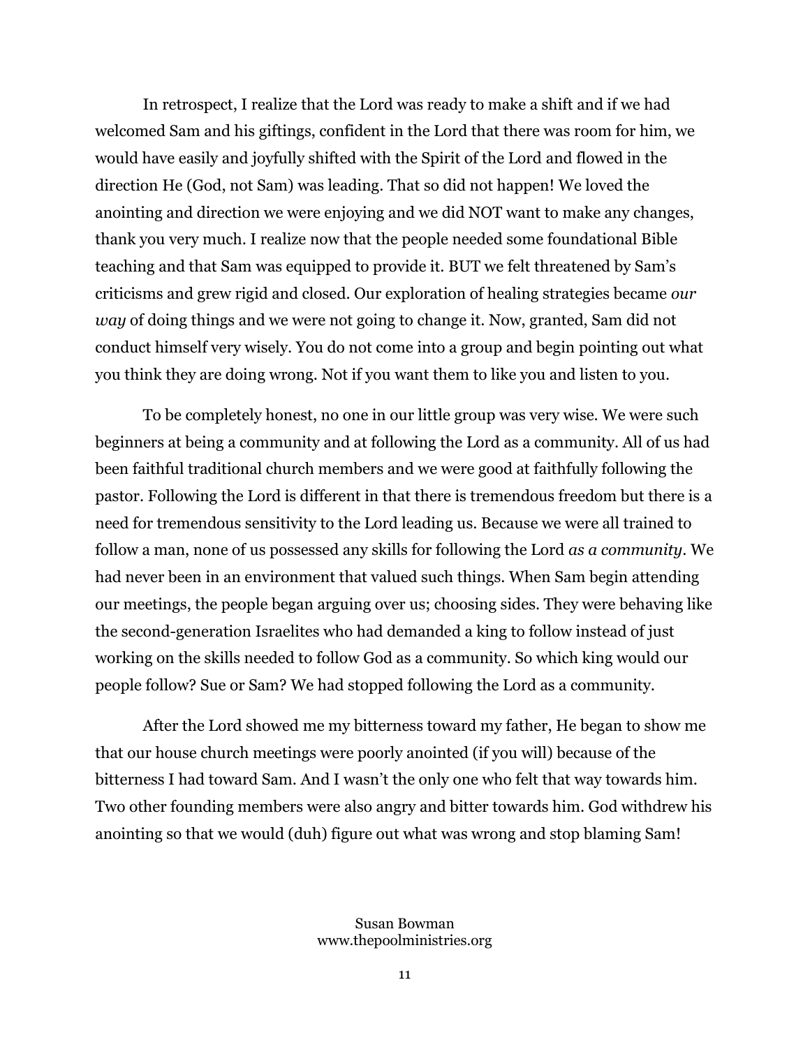In retrospect, I realize that the Lord was ready to make a shift and if we had welcomed Sam and his giftings, confident in the Lord that there was room for him, we would have easily and joyfully shifted with the Spirit of the Lord and flowed in the direction He (God, not Sam) was leading. That so did not happen! We loved the anointing and direction we were enjoying and we did NOT want to make any changes, thank you very much. I realize now that the people needed some foundational Bible teaching and that Sam was equipped to provide it. BUT we felt threatened by Sam's criticisms and grew rigid and closed. Our exploration of healing strategies became *our way* of doing things and we were not going to change it. Now, granted, Sam did not conduct himself very wisely. You do not come into a group and begin pointing out what you think they are doing wrong. Not if you want them to like you and listen to you.

To be completely honest, no one in our little group was very wise. We were such beginners at being a community and at following the Lord as a community. All of us had been faithful traditional church members and we were good at faithfully following the pastor. Following the Lord is different in that there is tremendous freedom but there is a need for tremendous sensitivity to the Lord leading us. Because we were all trained to follow a man, none of us possessed any skills for following the Lord *as a community*. We had never been in an environment that valued such things. When Sam begin attending our meetings, the people began arguing over us; choosing sides. They were behaving like the second-generation Israelites who had demanded a king to follow instead of just working on the skills needed to follow God as a community. So which king would our people follow? Sue or Sam? We had stopped following the Lord as a community.

After the Lord showed me my bitterness toward my father, He began to show me that our house church meetings were poorly anointed (if you will) because of the bitterness I had toward Sam. And I wasn't the only one who felt that way towards him. Two other founding members were also angry and bitter towards him. God withdrew his anointing so that we would (duh) figure out what was wrong and stop blaming Sam!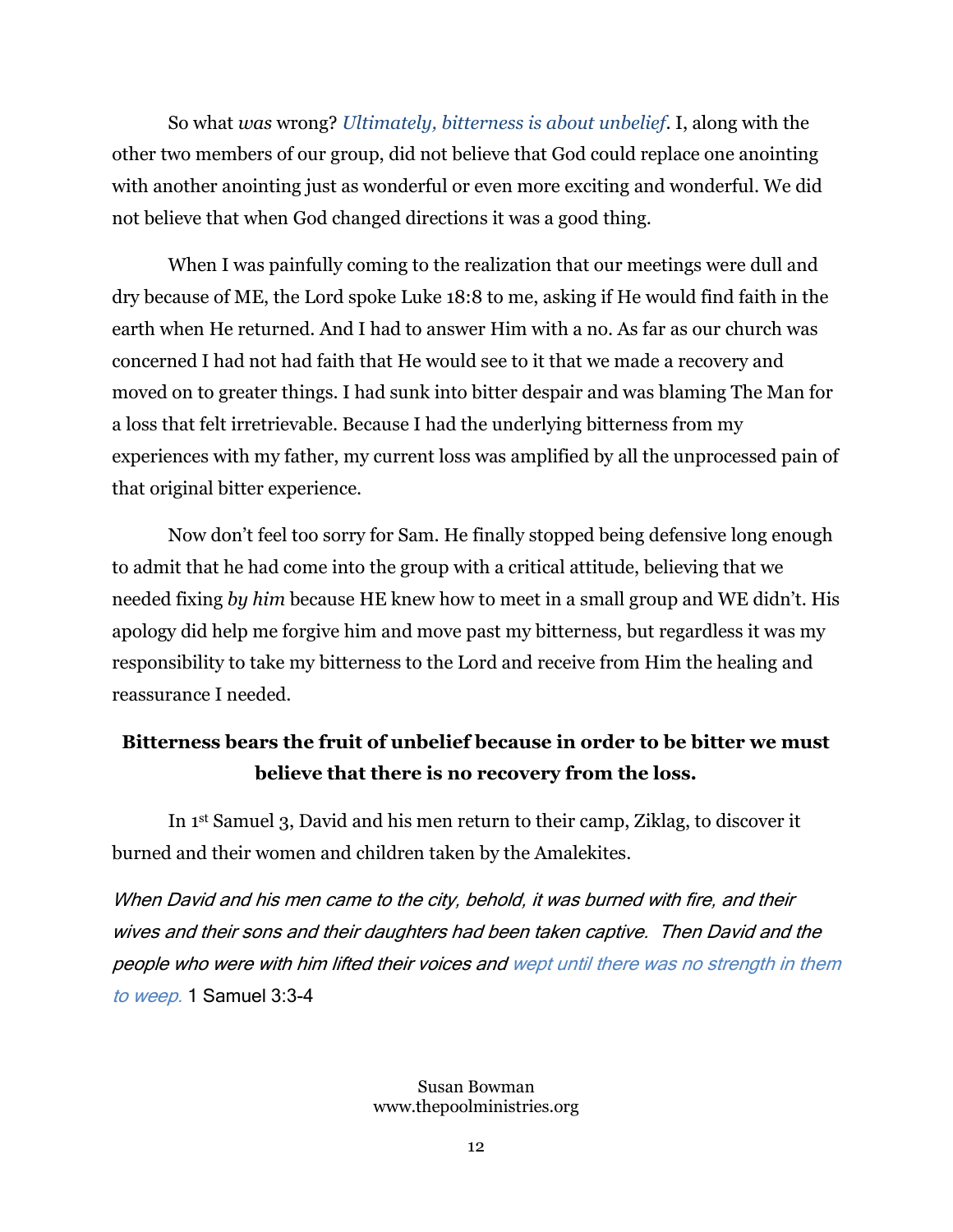So what *was* wrong? *Ultimately, bitterness is about unbelief*. I, along with the other two members of our group, did not believe that God could replace one anointing with another anointing just as wonderful or even more exciting and wonderful. We did not believe that when God changed directions it was a good thing.

When I was painfully coming to the realization that our meetings were dull and dry because of ME, the Lord spoke Luke 18:8 to me, asking if He would find faith in the earth when He returned. And I had to answer Him with a no. As far as our church was concerned I had not had faith that He would see to it that we made a recovery and moved on to greater things. I had sunk into bitter despair and was blaming The Man for a loss that felt irretrievable. Because I had the underlying bitterness from my experiences with my father, my current loss was amplified by all the unprocessed pain of that original bitter experience.

Now don't feel too sorry for Sam. He finally stopped being defensive long enough to admit that he had come into the group with a critical attitude, believing that we needed fixing *by him* because HE knew how to meet in a small group and WE didn't. His apology did help me forgive him and move past my bitterness, but regardless it was my responsibility to take my bitterness to the Lord and receive from Him the healing and reassurance I needed.

**Bitterness bears the fruit of unbelief because in order to be bitter we must believe that there is no recovery from the loss.**

In 1st Samuel 3, David and his men return to their camp, Ziklag, to discover it burned and their women and children taken by the Amalekites.

*When David and his men came to the city, behold, it was burned with fire, and their wives and their sons and their daughters had been taken captive. Then David and the people who were with him lifted their voices and wept until there was no strength in them to weep.* 1 Samuel 3:3-4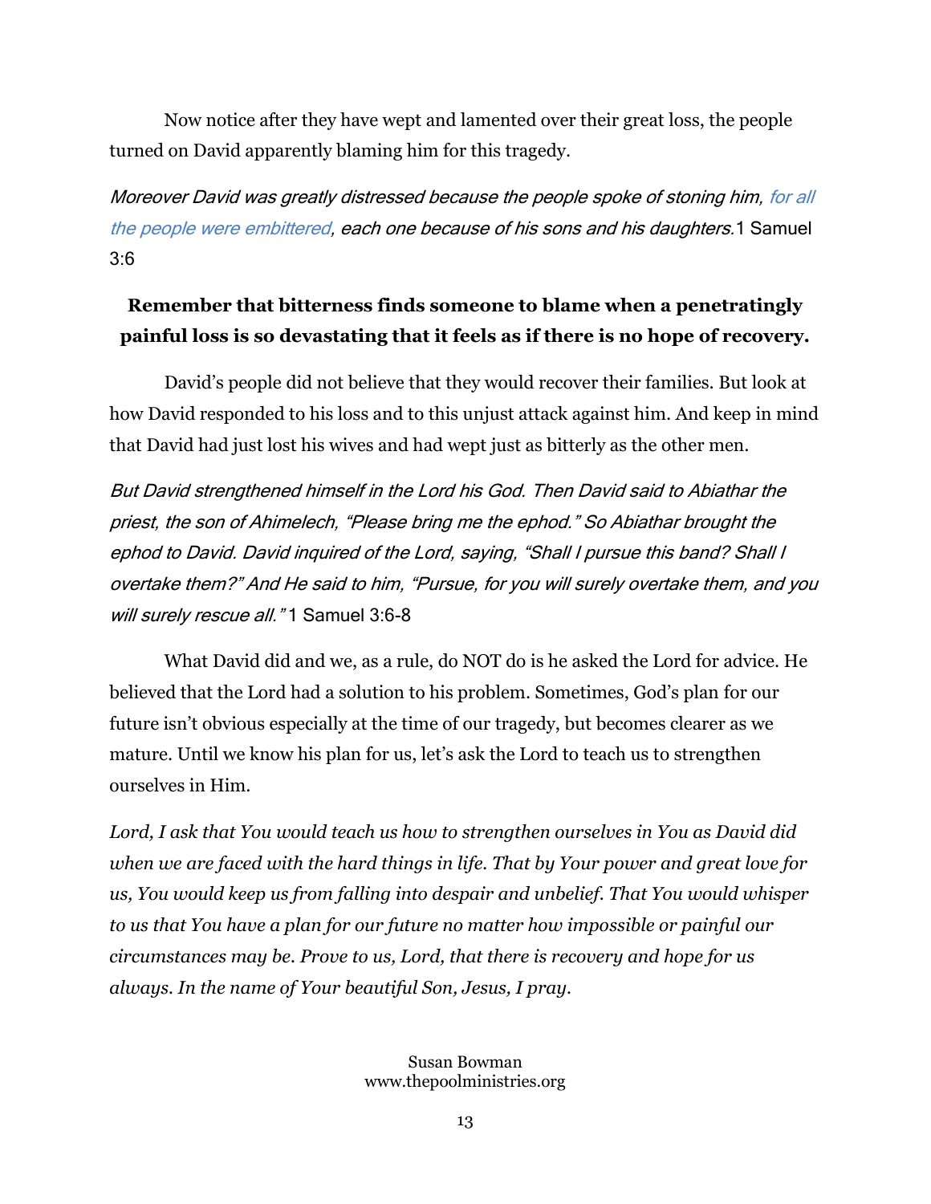Now notice after they have wept and lamented over their great loss, the people turned on David apparently blaming him for this tragedy.

*Moreover David was greatly distressed because the people spoke of stoning him, for all the people were embittered, each one because of his sons and his daughters.* 1 Samuel 3:6

**Remember that bitterness finds someone to blame when a penetratingly painful loss is so devastating that it feels as if there is no hope of recovery.**

David's people did not believe that they would recover their families. But look at how David responded to his loss and to this unjust attack against him. And keep in mind that David had just lost his wives and had wept just as bitterly as the other men.

*But David strengthened himself in the Lord his God. Then David said to Abiathar the priest, the son of Ahimelech, "Please bring me the ephod." So Abiathar brought the ephod to David. David inquired of the Lord, saying, "Shall I pursue this band? Shall I overtake them?" And He said to him, "Pursue, for you will surely overtake them, and you will surely rescue all."* 1 Samuel 3:6-8

What David did and we, as a rule, do NOT do is he asked the Lord for advice. He believed that the Lord had a solution to his problem. Sometimes, God's plan for our future isn't obvious especially at the time of our tragedy, but becomes clearer as we mature. Until we know his plan for us, let's ask the Lord to teach us to strengthen ourselves in Him.

*Lord, I ask that You would teach us how to strengthen ourselves in You as David did when we are faced with the hard things in life. That by Your power and great love for us, You would keep us from falling into despair and unbelief. That You would whisper to us that You have a plan for our future no matter how impossible or painful our circumstances may be. Prove to us, Lord, that there is recovery and hope for us always. In the name of Your beautiful Son, Jesus, I pray.*

Susan Bowman
www.thepoolministries.org